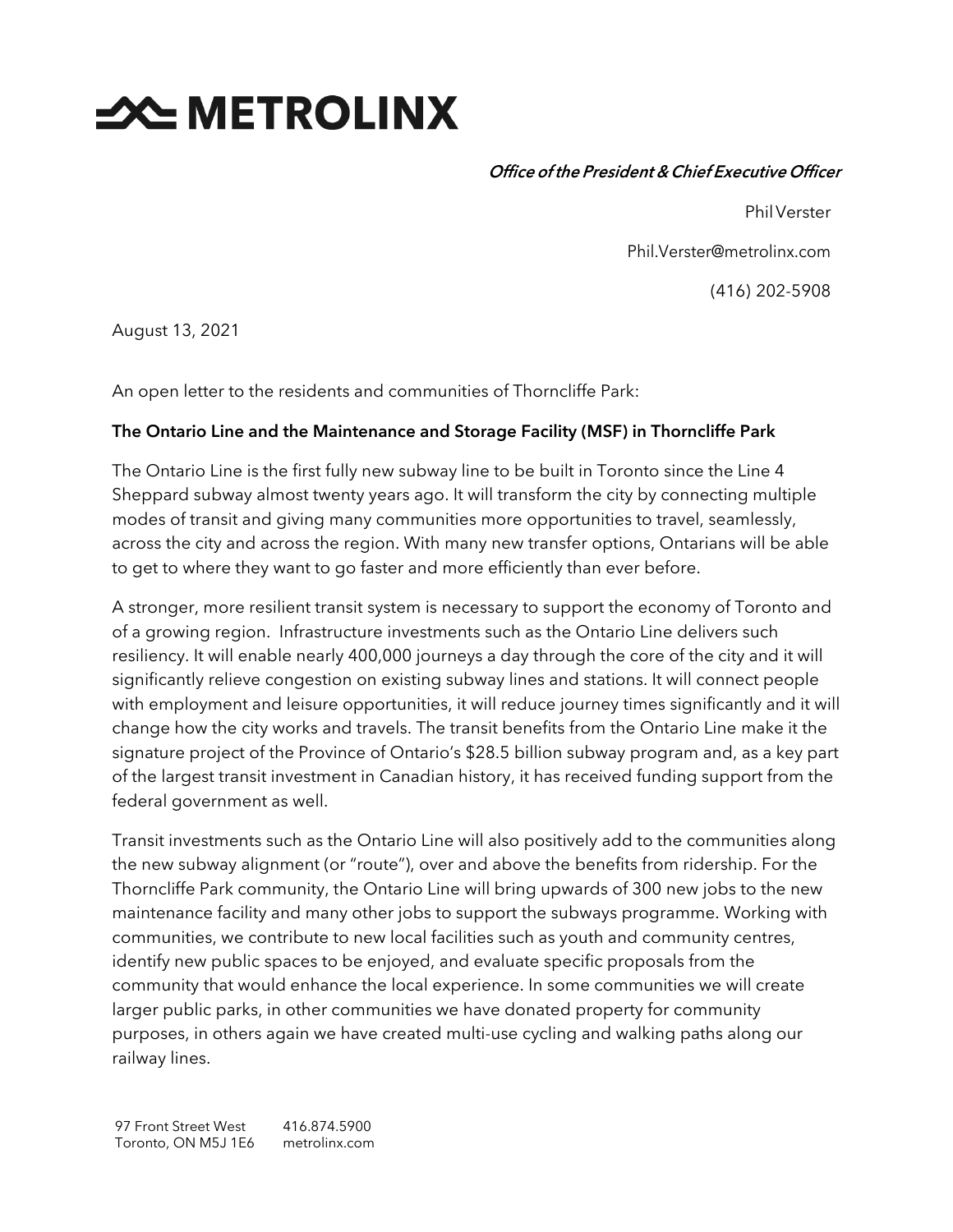# METROLINX

*Office of the President & Chief Executive Officer*

Phil Verster

Phil.Verster@metrolinx.com

(416) 202-5908

August 13, 2021

An open letter to the residents and communities of Thorncliffe Park:

**The Ontario Line and the Maintenance and Storage Facility (MSF) in Thorncliffe Park**

The Ontario Line is the first fully new subway line to be built in Toronto since the Line 4 Sheppard subway almost twenty years ago. It will transform the city by connecting multiple modes of transit and giving many communities more opportunities to travel, seamlessly, across the city and across the region. With many new transfer options, Ontarians will be able to get to where they want to go faster and more efficiently than ever before.

A stronger, more resilient transit system is necessary to support the economy of Toronto and of a growing region. Infrastructure investments such as the Ontario Line delivers such resiliency. It will enable nearly 400,000 journeys a day through the core of the city and it will significantly relieve congestion on existing subway lines and stations. It will connect people with employment and leisure opportunities, it will reduce journey times significantly and it will change how the city works and travels. The transit benefits from the Ontario Line make it the signature project of the Province of Ontario's $28.5 billion subway program and, as a key part of the largest transit investment in Canadian history, it has received funding support from the federal government as well.

Transit investments such as the Ontario Line will also positively add to the communities along the new subway alignment (or "route"), over and above the benefits from ridership. For the Thorncliffe Park community, the Ontario Line will bring upwards of 300 new jobs to the new maintenance facility and many other jobs to support the subways programme. Working with communities, we contribute to new local facilities such as youth and community centres, identify new public spaces to be enjoyed, and evaluate specific proposals from the community that would enhance the local experience. In some communities we will create larger public parks, in other communities we have donated property for community purposes, in others again we have created multi-use cycling and walking paths along our railway lines.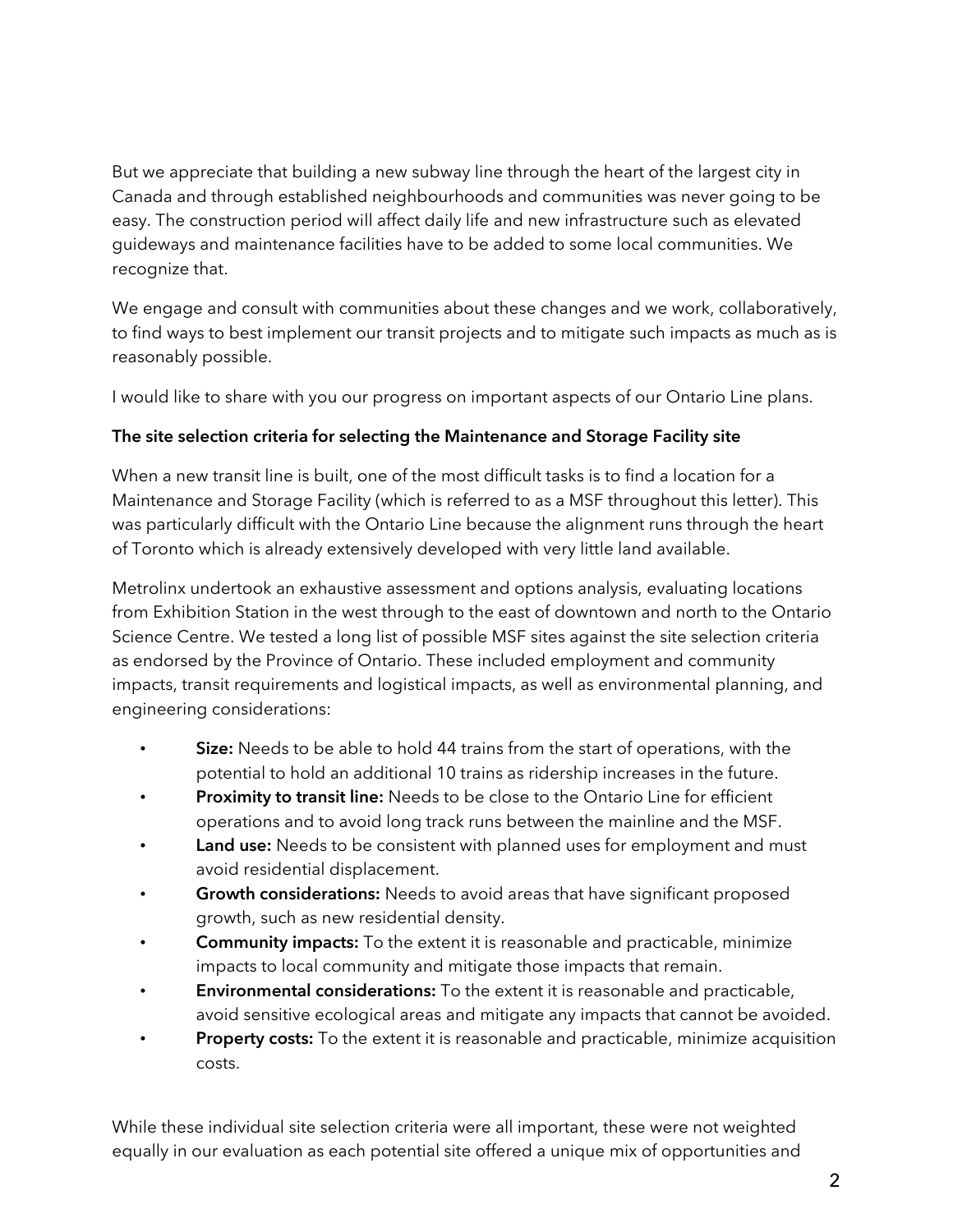But we appreciate that building a new subway line through the heart of the largest city in Canada and through established neighbourhoods and communities was never going to be easy. The construction period will affect daily life and new infrastructure such as elevated guideways and maintenance facilities have to be added to some local communities. We recognize that.

We engage and consult with communities about these changes and we work, collaboratively, to find ways to best implement our transit projects and to mitigate such impacts as much as is reasonably possible.

I would like to share with you our progress on important aspects of our Ontario Line plans.

**The site selection criteria for selecting the Maintenance and Storage Facility site**

When a new transit line is built, one of the most difficult tasks is to find a location for a Maintenance and Storage Facility (which is referred to as a MSF throughout this letter). This was particularly difficult with the Ontario Line because the alignment runs through the heart of Toronto which is already extensively developed with very little land available.

Metrolinx undertook an exhaustive assessment and options analysis, evaluating locations from Exhibition Station in the west through to the east of downtown and north to the Ontario Science Centre. We tested a long list of possible MSF sites against the site selection criteria as endorsed by the Province of Ontario. These included employment and community impacts, transit requirements and logistical impacts, as well as environmental planning, and engineering considerations:

- **Size:** Needs to be able to hold 44 trains from the start of operations, with the potential to hold an additional 10 trains as ridership increases in the future.
- **Proximity to transit line:** Needs to be close to the Ontario Line for efficient operations and to avoid long track runs between the mainline and the MSF.
- **Land use:** Needs to be consistent with planned uses for employment and must avoid residential displacement.
- **Growth considerations:** Needs to avoid areas that have significant proposed growth, such as new residential density.
- **Community impacts:** To the extent it is reasonable and practicable, minimize impacts to local community and mitigate those impacts that remain.
- **Environmental considerations:** To the extent it is reasonable and practicable, avoid sensitive ecological areas and mitigate any impacts that cannot be avoided.
- **Property costs:** To the extent it is reasonable and practicable, minimize acquisition costs.

While these individual site selection criteria were all important, these were not weighted equally in our evaluation as each potential site offered a unique mix of opportunities and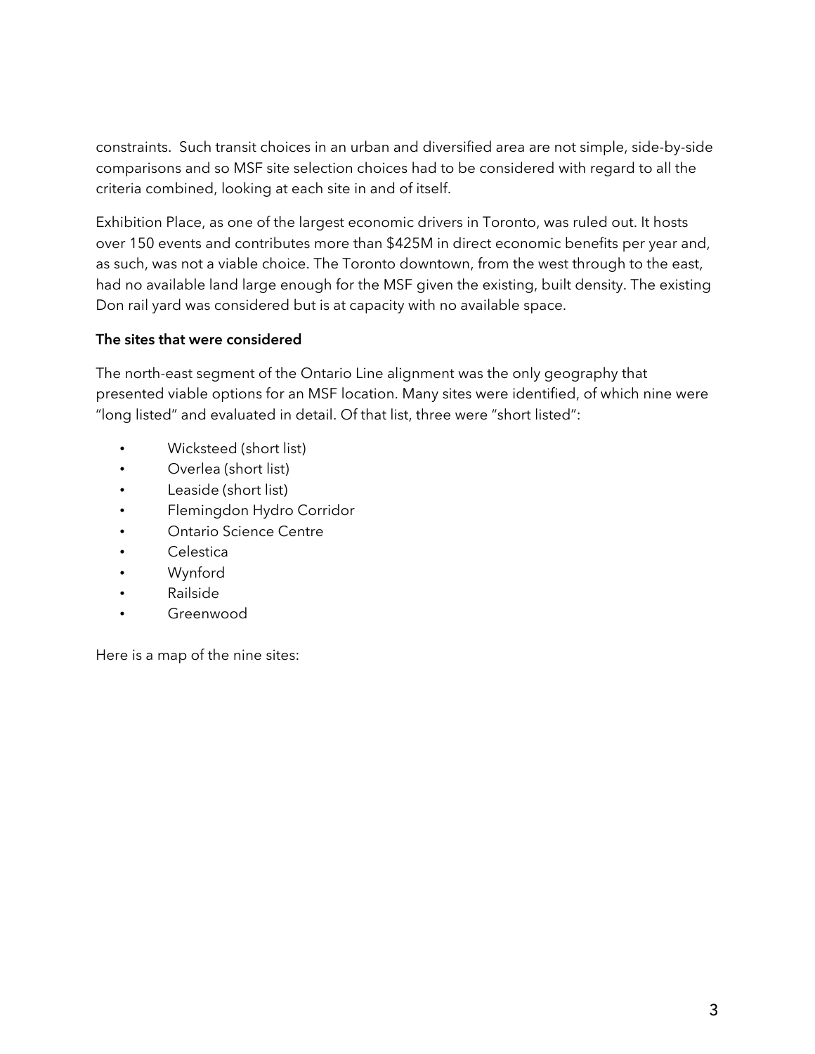constraints. Such transit choices in an urban and diversified area are not simple, side-by-side comparisons and so MSF site selection choices had to be considered with regard to all the criteria combined, looking at each site in and of itself.

Exhibition Place, as one of the largest economic drivers in Toronto, was ruled out. It hosts over 150 events and contributes more than $425M in direct economic benefits per year and, as such, was not a viable choice. The Toronto downtown, from the west through to the east, had no available land large enough for the MSF given the existing, built density. The existing Don rail yard was considered but is at capacity with no available space.

**The sites that were considered**

The north-east segment of the Ontario Line alignment was the only geography that presented viable options for an MSF location. Many sites were identified, of which nine were "long listed" and evaluated in detail. Of that list, three were "short listed":

- Wicksteed (short list)
- Overlea (short list)
- Leaside (short list)
- Flemingdon Hydro Corridor
- Ontario Science Centre
- Celestica
- Wynford
- Railside
- Greenwood

Here is a map of the nine sites: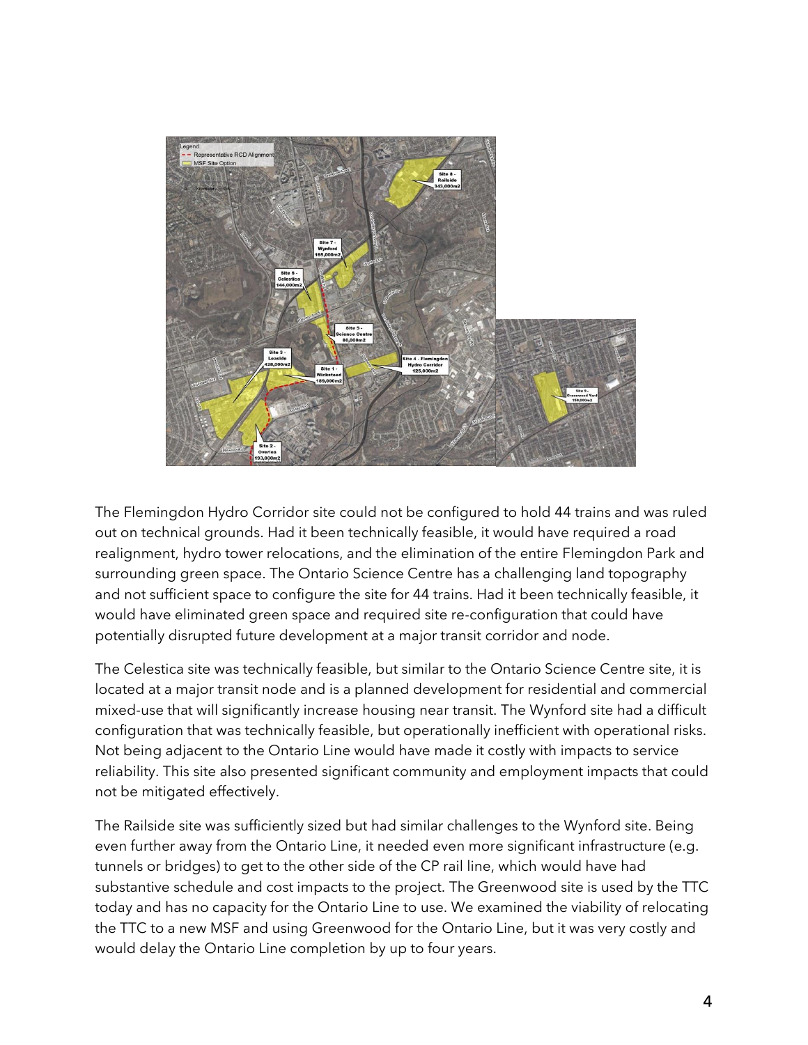The Flemingdon Hydro Corridor site could not be configured to hold 44 trains and was ruled out on technical grounds. Had it been technically feasible, it would have required a road realignment, hydro tower relocations, and the elimination of the entire Flemingdon Park and surrounding green space. The Ontario Science Centre has a challenging land topography and not sufficient space to configure the site for 44 trains. Had it been technically feasible, it would have eliminated green space and required site re-configuration that could have potentially disrupted future development at a major transit corridor and node.

The Celestica site was technically feasible, but similar to the Ontario Science Centre site, it is located at a major transit node and is a planned development for residential and commercial mixed-use that will significantly increase housing near transit. The Wynford site had a difficult configuration that was technically feasible, but operationally inefficient with operational risks. Not being adjacent to the Ontario Line would have made it costly with impacts to service reliability. This site also presented significant community and employment impacts that could not be mitigated effectively.

The Railside site was sufficiently sized but had similar challenges to the Wynford site. Being even further away from the Ontario Line, it needed even more significant infrastructure (e.g. tunnels or bridges) to get to the other side of the CP rail line, which would have had substantive schedule and cost impacts to the project. The Greenwood site is used by the TTC today and has no capacity for the Ontario Line to use. We examined the viability of relocating the TTC to a new MSF and using Greenwood for the Ontario Line, but it was very costly and would delay the Ontario Line completion by up to four years.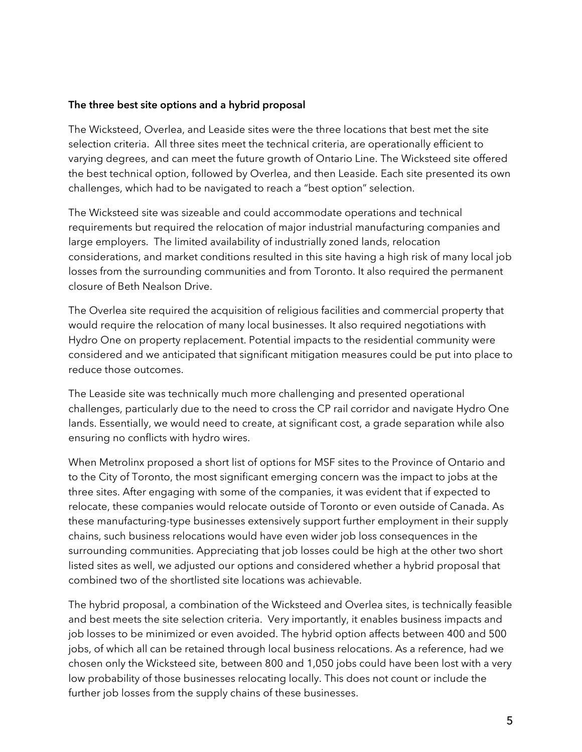**The three best site options and a hybrid proposal**

The Wicksteed, Overlea, and Leaside sites were the three locations that best met the site selection criteria. All three sites meet the technical criteria, are operationally efficient to varying degrees, and can meet the future growth of Ontario Line. The Wicksteed site offered the best technical option, followed by Overlea, and then Leaside. Each site presented its own challenges, which had to be navigated to reach a "best option" selection.

The Wicksteed site was sizeable and could accommodate operations and technical requirements but required the relocation of major industrial manufacturing companies and large employers. The limited availability of industrially zoned lands, relocation considerations, and market conditions resulted in this site having a high risk of many local job losses from the surrounding communities and from Toronto. It also required the permanent closure of Beth Nealson Drive.

The Overlea site required the acquisition of religious facilities and commercial property that would require the relocation of many local businesses. It also required negotiations with Hydro One on property replacement. Potential impacts to the residential community were considered and we anticipated that significant mitigation measures could be put into place to reduce those outcomes.

The Leaside site was technically much more challenging and presented operational challenges, particularly due to the need to cross the CP rail corridor and navigate Hydro One lands. Essentially, we would need to create, at significant cost, a grade separation while also ensuring no conflicts with hydro wires.

When Metrolinx proposed a short list of options for MSF sites to the Province of Ontario and to the City of Toronto, the most significant emerging concern was the impact to jobs at the three sites. After engaging with some of the companies, it was evident that if expected to relocate, these companies would relocate outside of Toronto or even outside of Canada. As these manufacturing-type businesses extensively support further employment in their supply chains, such business relocations would have even wider job loss consequences in the surrounding communities. Appreciating that job losses could be high at the other two short listed sites as well, we adjusted our options and considered whether a hybrid proposal that combined two of the shortlisted site locations was achievable.

The hybrid proposal, a combination of the Wicksteed and Overlea sites, is technically feasible and best meets the site selection criteria. Very importantly, it enables business impacts and job losses to be minimized or even avoided. The hybrid option affects between 400 and 500 jobs, of which all can be retained through local business relocations. As a reference, had we chosen only the Wicksteed site, between 800 and 1,050 jobs could have been lost with a very low probability of those businesses relocating locally. This does not count or include the further job losses from the supply chains of these businesses.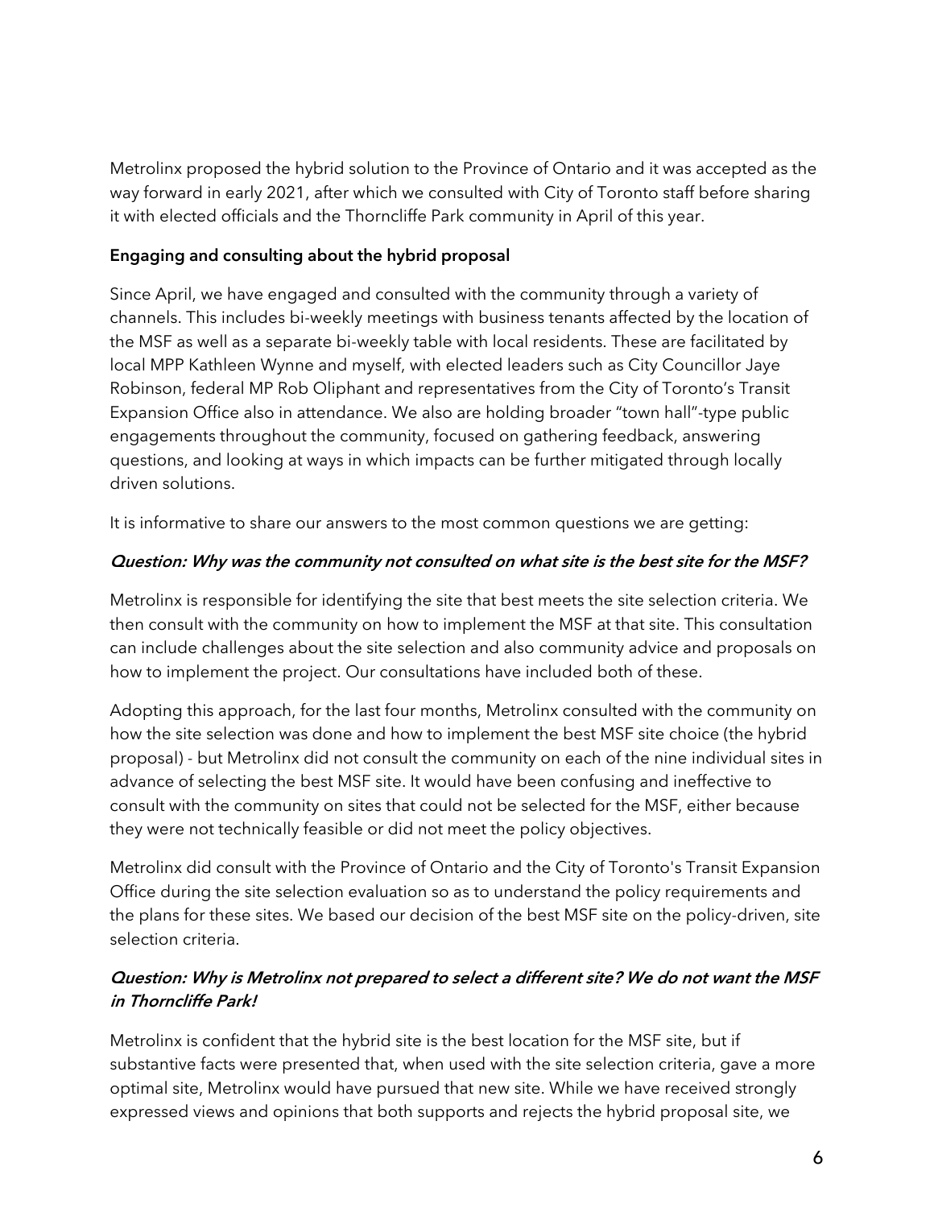Metrolinx proposed the hybrid solution to the Province of Ontario and it was accepted as the way forward in early 2021, after which we consulted with City of Toronto staff before sharing it with elected officials and the Thorncliffe Park community in April of this year.

**Engaging and consulting about the hybrid proposal**

Since April, we have engaged and consulted with the community through a variety of channels. This includes bi-weekly meetings with business tenants affected by the location of the MSF as well as a separate bi-weekly table with local residents. These are facilitated by local MPP Kathleen Wynne and myself, with elected leaders such as City Councillor Jaye Robinson, federal MP Rob Oliphant and representatives from the City of Toronto's Transit Expansion Office also in attendance. We also are holding broader "town hall"-type public engagements throughout the community, focused on gathering feedback, answering questions, and looking at ways in which impacts can be further mitigated through locally driven solutions.

It is informative to share our answers to the most common questions we are getting:

***Question: Why was the community not consulted on what site is the best site for the MSF?***

Metrolinx is responsible for identifying the site that best meets the site selection criteria. We then consult with the community on how to implement the MSF at that site. This consultation can include challenges about the site selection and also community advice and proposals on how to implement the project. Our consultations have included both of these.

Adopting this approach, for the last four months, Metrolinx consulted with the community on how the site selection was done and how to implement the best MSF site choice (the hybrid proposal) - but Metrolinx did not consult the community on each of the nine individual sites in advance of selecting the best MSF site. It would have been confusing and ineffective to consult with the community on sites that could not be selected for the MSF, either because they were not technically feasible or did not meet the policy objectives.

Metrolinx did consult with the Province of Ontario and the City of Toronto's Transit Expansion Office during the site selection evaluation so as to understand the policy requirements and the plans for these sites. We based our decision of the best MSF site on the policy-driven, site selection criteria.

***Question: Why is Metrolinx not prepared to select a different site? We do not want the MSF in Thorncliffe Park!***

Metrolinx is confident that the hybrid site is the best location for the MSF site, but if substantive facts were presented that, when used with the site selection criteria, gave a more optimal site, Metrolinx would have pursued that new site. While we have received strongly expressed views and opinions that both supports and rejects the hybrid proposal site, we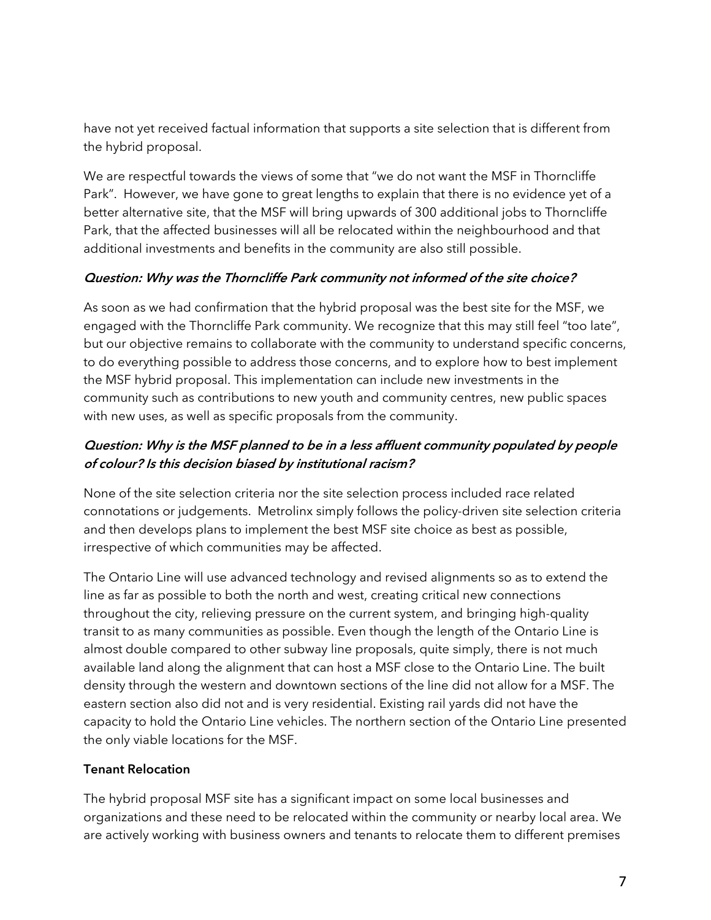have not yet received factual information that supports a site selection that is different from the hybrid proposal.

We are respectful towards the views of some that "we do not want the MSF in Thorncliffe Park". However, we have gone to great lengths to explain that there is no evidence yet of a better alternative site, that the MSF will bring upwards of 300 additional jobs to Thorncliffe Park, that the affected businesses will all be relocated within the neighbourhood and that additional investments and benefits in the community are also still possible.

***Question: Why was the Thorncliffe Park community not informed of the site choice?***

As soon as we had confirmation that the hybrid proposal was the best site for the MSF, we engaged with the Thorncliffe Park community. We recognize that this may still feel "too late", but our objective remains to collaborate with the community to understand specific concerns, to do everything possible to address those concerns, and to explore how to best implement the MSF hybrid proposal. This implementation can include new investments in the community such as contributions to new youth and community centres, new public spaces with new uses, as well as specific proposals from the community.

***Question: Why is the MSF planned to be in a less affluent community populated by people of colour? Is this decision biased by institutional racism?***

None of the site selection criteria nor the site selection process included race related connotations or judgements. Metrolinx simply follows the policy-driven site selection criteria and then develops plans to implement the best MSF site choice as best as possible, irrespective of which communities may be affected.

The Ontario Line will use advanced technology and revised alignments so as to extend the line as far as possible to both the north and west, creating critical new connections throughout the city, relieving pressure on the current system, and bringing high-quality transit to as many communities as possible. Even though the length of the Ontario Line is almost double compared to other subway line proposals, quite simply, there is not much available land along the alignment that can host a MSF close to the Ontario Line. The built density through the western and downtown sections of the line did not allow for a MSF. The eastern section also did not and is very residential. Existing rail yards did not have the capacity to hold the Ontario Line vehicles. The northern section of the Ontario Line presented the only viable locations for the MSF.

**Tenant Relocation**

The hybrid proposal MSF site has a significant impact on some local businesses and organizations and these need to be relocated within the community or nearby local area. We are actively working with business owners and tenants to relocate them to different premises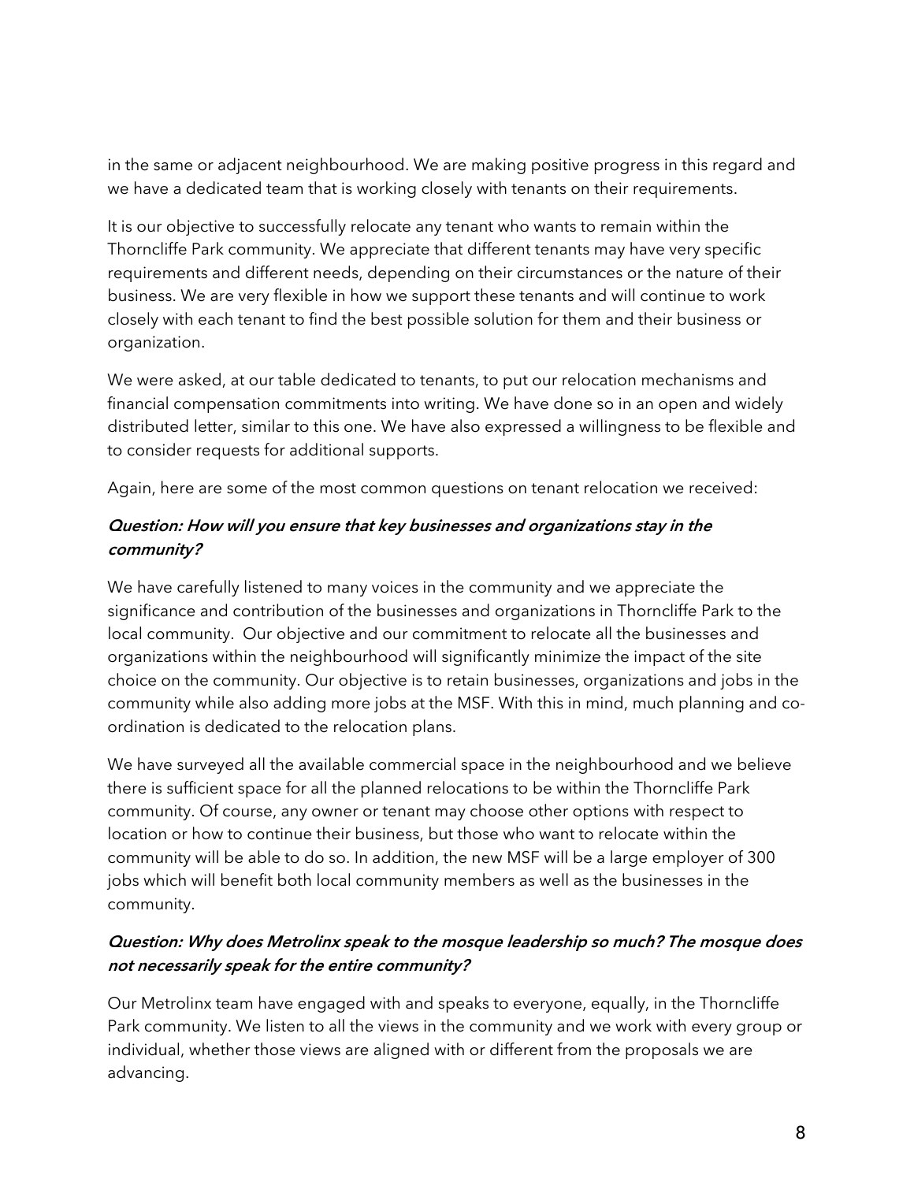in the same or adjacent neighbourhood. We are making positive progress in this regard and we have a dedicated team that is working closely with tenants on their requirements.

It is our objective to successfully relocate any tenant who wants to remain within the Thorncliffe Park community. We appreciate that different tenants may have very specific requirements and different needs, depending on their circumstances or the nature of their business. We are very flexible in how we support these tenants and will continue to work closely with each tenant to find the best possible solution for them and their business or organization.

We were asked, at our table dedicated to tenants, to put our relocation mechanisms and financial compensation commitments into writing. We have done so in an open and widely distributed letter, similar to this one. We have also expressed a willingness to be flexible and to consider requests for additional supports.

Again, here are some of the most common questions on tenant relocation we received:

***Question: How will you ensure that key businesses and organizations stay in the community?***

We have carefully listened to many voices in the community and we appreciate the significance and contribution of the businesses and organizations in Thorncliffe Park to the local community. Our objective and our commitment to relocate all the businesses and organizations within the neighbourhood will significantly minimize the impact of the site choice on the community. Our objective is to retain businesses, organizations and jobs in the community while also adding more jobs at the MSF. With this in mind, much planning and co-ordination is dedicated to the relocation plans.

We have surveyed all the available commercial space in the neighbourhood and we believe there is sufficient space for all the planned relocations to be within the Thorncliffe Park community. Of course, any owner or tenant may choose other options with respect to location or how to continue their business, but those who want to relocate within the community will be able to do so. In addition, the new MSF will be a large employer of 300 jobs which will benefit both local community members as well as the businesses in the community.

***Question: Why does Metrolinx speak to the mosque leadership so much? The mosque does not necessarily speak for the entire community?***

Our Metrolinx team have engaged with and speaks to everyone, equally, in the Thorncliffe Park community. We listen to all the views in the community and we work with every group or individual, whether those views are aligned with or different from the proposals we are advancing.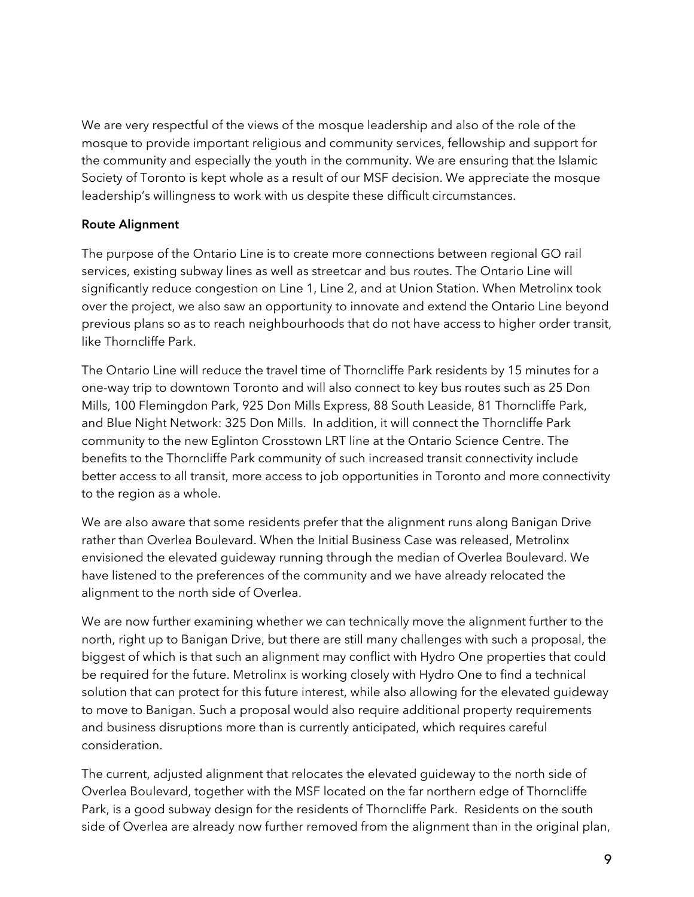We are very respectful of the views of the mosque leadership and also of the role of the mosque to provide important religious and community services, fellowship and support for the community and especially the youth in the community. We are ensuring that the Islamic Society of Toronto is kept whole as a result of our MSF decision. We appreciate the mosque leadership's willingness to work with us despite these difficult circumstances.

**Route Alignment**

The purpose of the Ontario Line is to create more connections between regional GO rail services, existing subway lines as well as streetcar and bus routes. The Ontario Line will significantly reduce congestion on Line 1, Line 2, and at Union Station. When Metrolinx took over the project, we also saw an opportunity to innovate and extend the Ontario Line beyond previous plans so as to reach neighbourhoods that do not have access to higher order transit, like Thorncliffe Park.

The Ontario Line will reduce the travel time of Thorncliffe Park residents by 15 minutes for a one-way trip to downtown Toronto and will also connect to key bus routes such as 25 Don Mills, 100 Flemingdon Park, 925 Don Mills Express, 88 South Leaside, 81 Thorncliffe Park, and Blue Night Network: 325 Don Mills. In addition, it will connect the Thorncliffe Park community to the new Eglinton Crosstown LRT line at the Ontario Science Centre. The benefits to the Thorncliffe Park community of such increased transit connectivity include better access to all transit, more access to job opportunities in Toronto and more connectivity to the region as a whole.

We are also aware that some residents prefer that the alignment runs along Banigan Drive rather than Overlea Boulevard. When the Initial Business Case was released, Metrolinx envisioned the elevated guideway running through the median of Overlea Boulevard. We have listened to the preferences of the community and we have already relocated the alignment to the north side of Overlea.

We are now further examining whether we can technically move the alignment further to the north, right up to Banigan Drive, but there are still many challenges with such a proposal, the biggest of which is that such an alignment may conflict with Hydro One properties that could be required for the future. Metrolinx is working closely with Hydro One to find a technical solution that can protect for this future interest, while also allowing for the elevated guideway to move to Banigan. Such a proposal would also require additional property requirements and business disruptions more than is currently anticipated, which requires careful consideration.

The current, adjusted alignment that relocates the elevated guideway to the north side of Overlea Boulevard, together with the MSF located on the far northern edge of Thorncliffe Park, is a good subway design for the residents of Thorncliffe Park. Residents on the south side of Overlea are already now further removed from the alignment than in the original plan,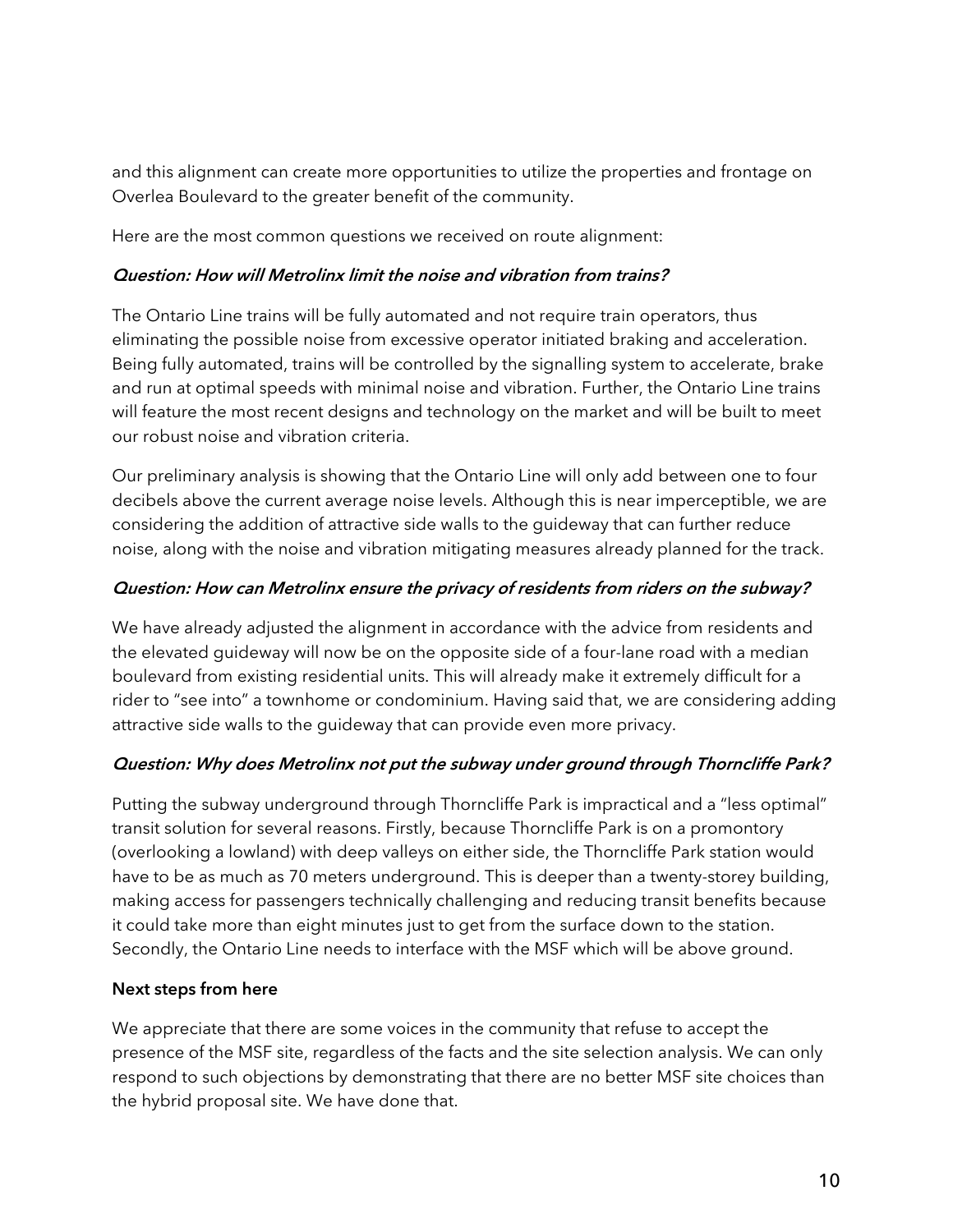and this alignment can create more opportunities to utilize the properties and frontage on Overlea Boulevard to the greater benefit of the community.

Here are the most common questions we received on route alignment:

***Question: How will Metrolinx limit the noise and vibration from trains?***

The Ontario Line trains will be fully automated and not require train operators, thus eliminating the possible noise from excessive operator initiated braking and acceleration. Being fully automated, trains will be controlled by the signalling system to accelerate, brake and run at optimal speeds with minimal noise and vibration. Further, the Ontario Line trains will feature the most recent designs and technology on the market and will be built to meet our robust noise and vibration criteria.

Our preliminary analysis is showing that the Ontario Line will only add between one to four decibels above the current average noise levels. Although this is near imperceptible, we are considering the addition of attractive side walls to the guideway that can further reduce noise, along with the noise and vibration mitigating measures already planned for the track.

***Question: How can Metrolinx ensure the privacy of residents from riders on the subway?***

We have already adjusted the alignment in accordance with the advice from residents and the elevated guideway will now be on the opposite side of a four-lane road with a median boulevard from existing residential units. This will already make it extremely difficult for a rider to "see into" a townhome or condominium. Having said that, we are considering adding attractive side walls to the guideway that can provide even more privacy.

***Question: Why does Metrolinx not put the subway under ground through Thorncliffe Park?***

Putting the subway underground through Thorncliffe Park is impractical and a "less optimal" transit solution for several reasons. Firstly, because Thorncliffe Park is on a promontory (overlooking a lowland) with deep valleys on either side, the Thorncliffe Park station would have to be as much as 70 meters underground. This is deeper than a twenty-storey building, making access for passengers technically challenging and reducing transit benefits because it could take more than eight minutes just to get from the surface down to the station. Secondly, the Ontario Line needs to interface with the MSF which will be above ground.

**Next steps from here**

We appreciate that there are some voices in the community that refuse to accept the presence of the MSF site, regardless of the facts and the site selection analysis. We can only respond to such objections by demonstrating that there are no better MSF site choices than the hybrid proposal site. We have done that.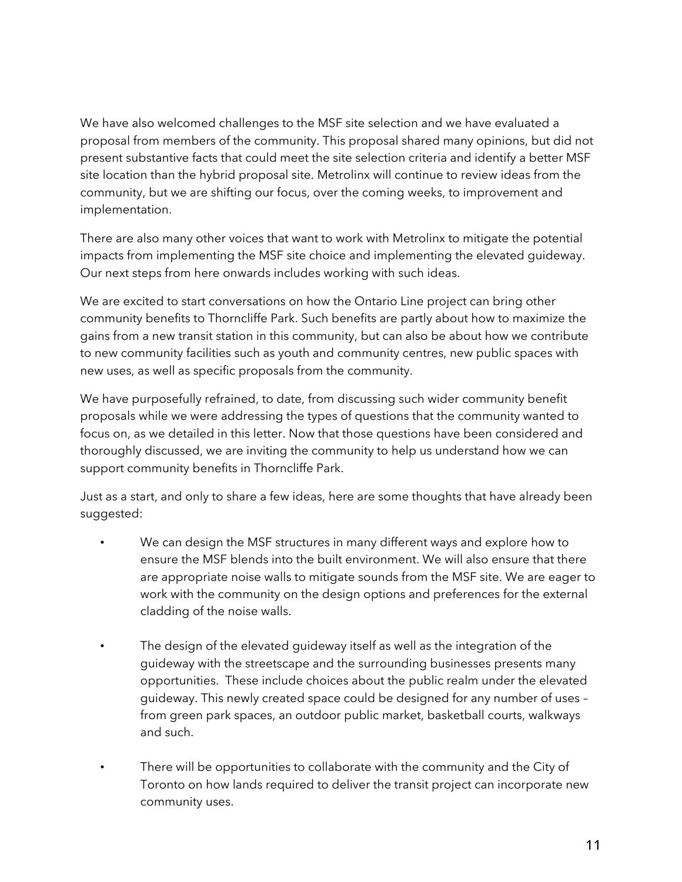We have also welcomed challenges to the MSF site selection and we have evaluated a proposal from members of the community. This proposal shared many opinions, but did not present substantive facts that could meet the site selection criteria and identify a better MSF site location than the hybrid proposal site. Metrolinx will continue to review ideas from the community, but we are shifting our focus, over the coming weeks, to improvement and implementation.

There are also many other voices that want to work with Metrolinx to mitigate the potential impacts from implementing the MSF site choice and implementing the elevated guideway. Our next steps from here onwards includes working with such ideas.

We are excited to start conversations on how the Ontario Line project can bring other community benefits to Thorncliffe Park. Such benefits are partly about how to maximize the gains from a new transit station in this community, but can also be about how we contribute to new community facilities such as youth and community centres, new public spaces with new uses, as well as specific proposals from the community.

We have purposefully refrained, to date, from discussing such wider community benefit proposals while we were addressing the types of questions that the community wanted to focus on, as we detailed in this letter. Now that those questions have been considered and thoroughly discussed, we are inviting the community to help us understand how we can support community benefits in Thorncliffe Park.

Just as a start, and only to share a few ideas, here are some thoughts that have already been suggested:

- We can design the MSF structures in many different ways and explore how to ensure the MSF blends into the built environment. We will also ensure that there are appropriate noise walls to mitigate sounds from the MSF site. We are eager to work with the community on the design options and preferences for the external cladding of the noise walls.
- The design of the elevated guideway itself as well as the integration of the guideway with the streetscape and the surrounding businesses presents many opportunities. These include choices about the public realm under the elevated guideway. This newly created space could be designed for any number of uses – from green park spaces, an outdoor public market, basketball courts, walkways and such.
- There will be opportunities to collaborate with the community and the City of Toronto on how lands required to deliver the transit project can incorporate new community uses.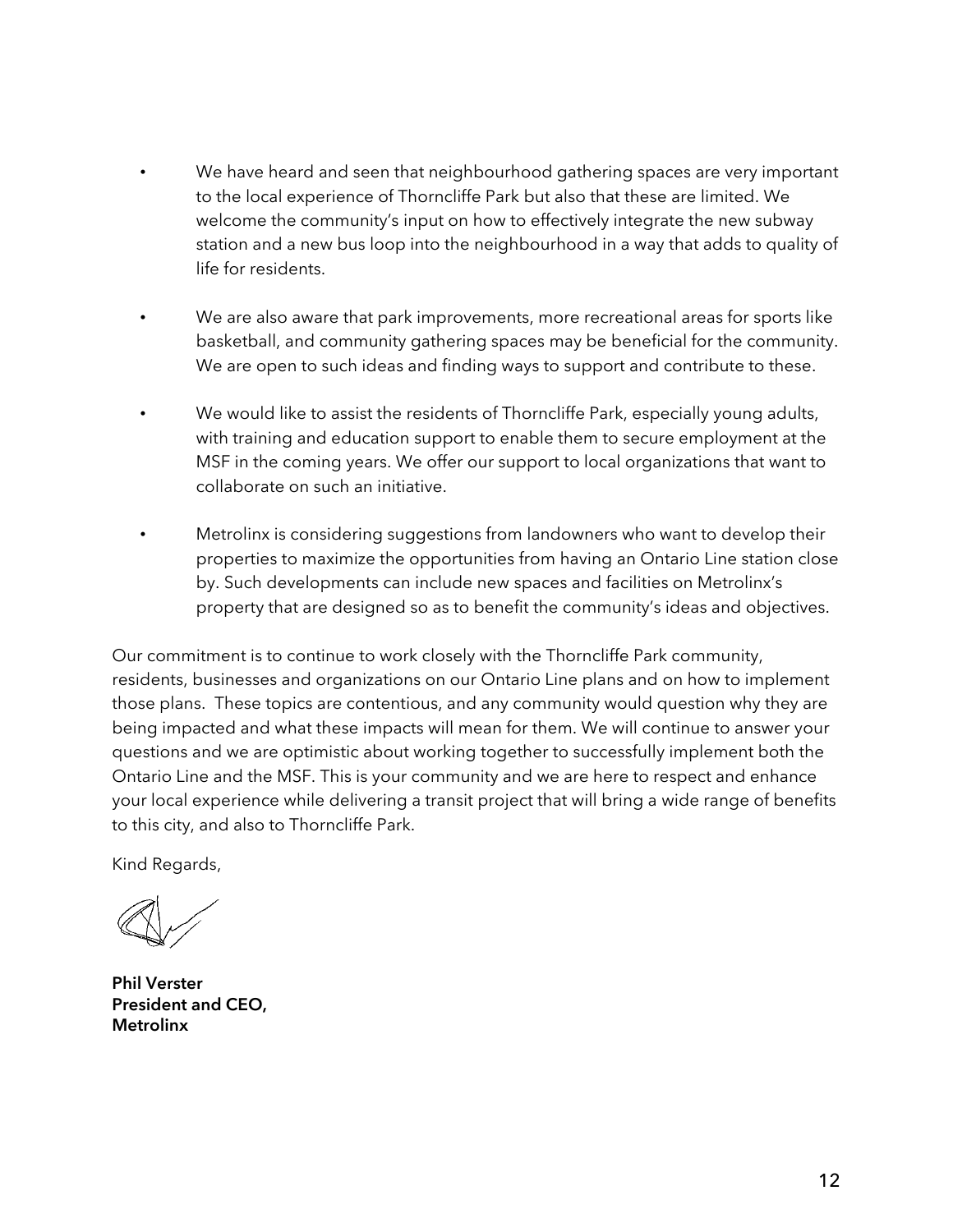- We have heard and seen that neighbourhood gathering spaces are very important to the local experience of Thorncliffe Park but also that these are limited. We welcome the community's input on how to effectively integrate the new subway station and a new bus loop into the neighbourhood in a way that adds to quality of life for residents.

- We are also aware that park improvements, more recreational areas for sports like basketball, and community gathering spaces may be beneficial for the community. We are open to such ideas and finding ways to support and contribute to these.

- We would like to assist the residents of Thorncliffe Park, especially young adults, with training and education support to enable them to secure employment at the MSF in the coming years. We offer our support to local organizations that want to collaborate on such an initiative.

- Metrolinx is considering suggestions from landowners who want to develop their properties to maximize the opportunities from having an Ontario Line station close by. Such developments can include new spaces and facilities on Metrolinx's property that are designed so as to benefit the community's ideas and objectives.

Our commitment is to continue to work closely with the Thorncliffe Park community, residents, businesses and organizations on our Ontario Line plans and on how to implement those plans. These topics are contentious, and any community would question why they are being impacted and what these impacts will mean for them. We will continue to answer your questions and we are optimistic about working together to successfully implement both the Ontario Line and the MSF. This is your community and we are here to respect and enhance your local experience while delivering a transit project that will bring a wide range of benefits to this city, and also to Thorncliffe Park.

Kind Regards,

**Phil Verster**
**President and CEO,**
**Metrolinx**